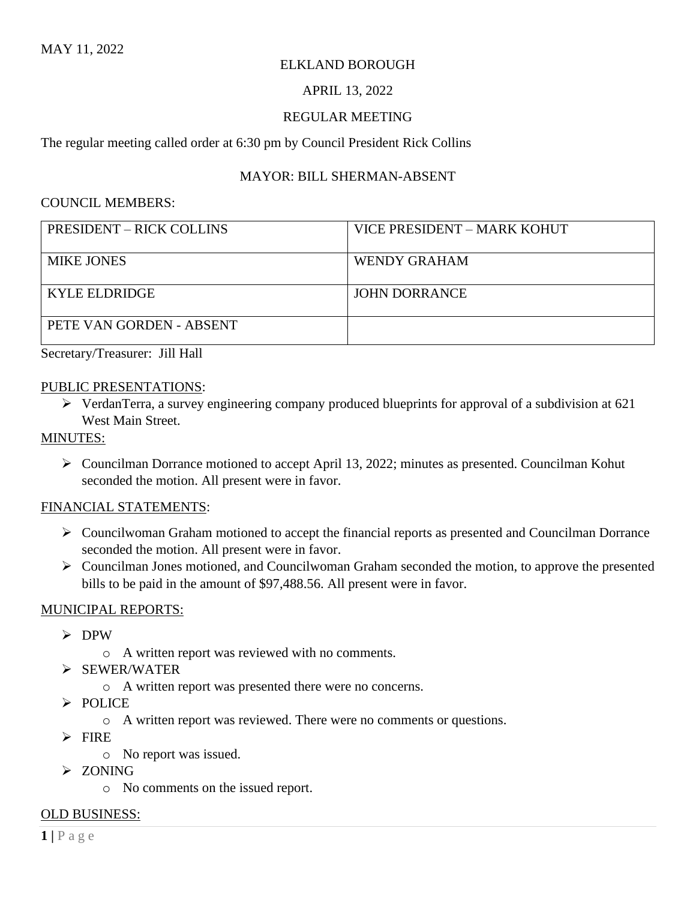MAY 11, 2022

ELKLAND BOROUGH

APRIL 13, 2022

REGULAR MEETING

The regular meeting called order at 6:30 pm by Council President Rick Collins

MAYOR: BILL SHERMAN-ABSENT

COUNCIL MEMBERS:

| PRESIDENT – RICK COLLINS | VICE PRESIDENT – MARK KOHUT |
|---|---|
| MIKE JONES | WENDY GRAHAM |
| KYLE ELDRIDGE | JOHN DORRANCE |
| PETE VAN GORDEN - ABSENT | |

Secretary/Treasurer: Jill Hall

PUBLIC PRESENTATIONS:

- VerdanTerra, a survey engineering company produced blueprints for approval of a subdivision at 621 West Main Street.

MINUTES:

- Councilman Dorrance motioned to accept April 13, 2022; minutes as presented. Councilman Kohut seconded the motion. All present were in favor.

FINANCIAL STATEMENTS:

- Councilwoman Graham motioned to accept the financial reports as presented and Councilman Dorrance seconded the motion. All present were in favor.
- Councilman Jones motioned, and Councilwoman Graham seconded the motion, to approve the presented bills to be paid in the amount of $97,488.56. All present were in favor.

MUNICIPAL REPORTS:

- DPW
  - A written report was reviewed with no comments.
- SEWER/WATER
  - A written report was presented there were no concerns.
- POLICE
  - A written report was reviewed. There were no comments or questions.
- FIRE
  - No report was issued.
- ZONING
  - No comments on the issued report.

OLD BUSINESS: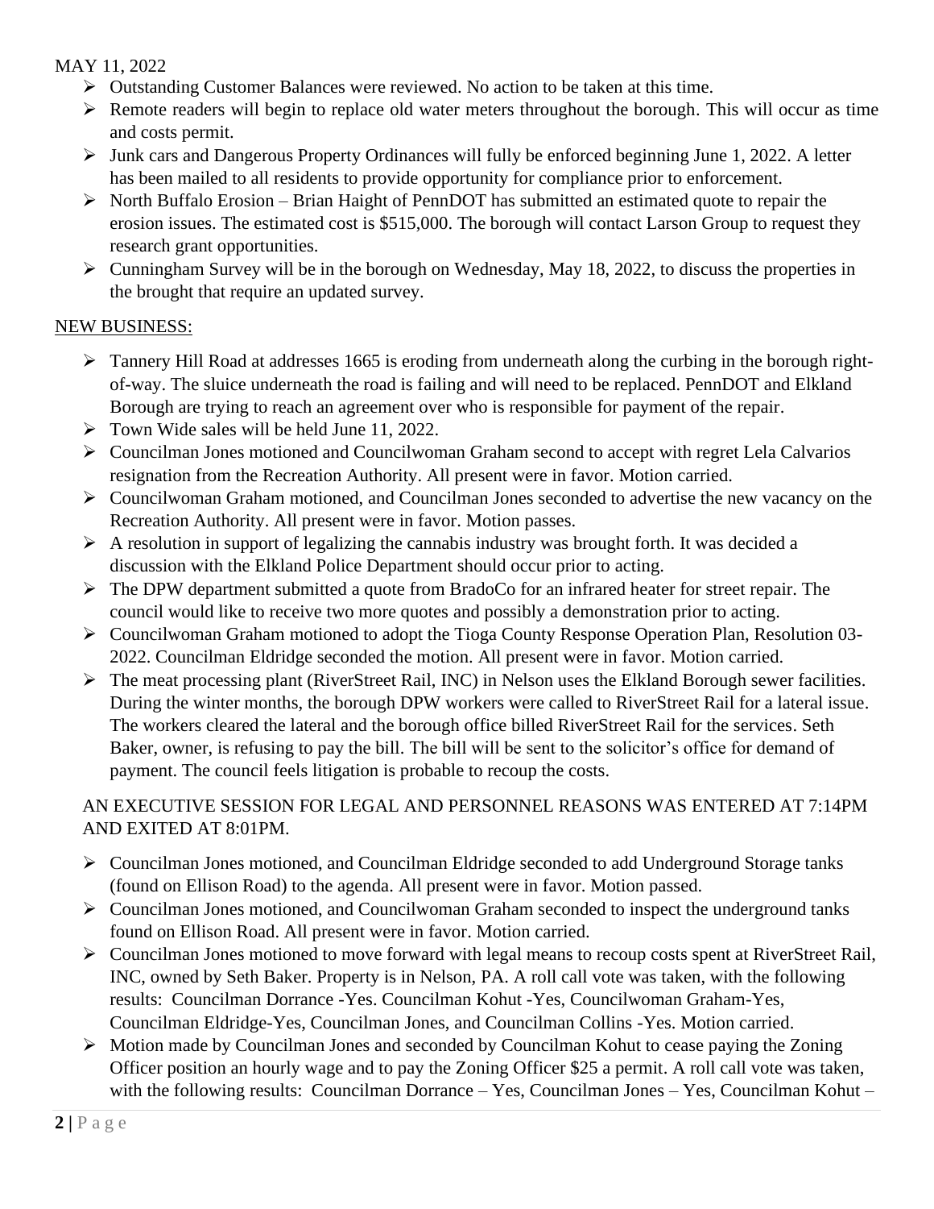MAY 11, 2022

- Outstanding Customer Balances were reviewed. No action to be taken at this time.
- Remote readers will begin to replace old water meters throughout the borough. This will occur as time and costs permit.
- Junk cars and Dangerous Property Ordinances will fully be enforced beginning June 1, 2022. A letter has been mailed to all residents to provide opportunity for compliance prior to enforcement.
- North Buffalo Erosion – Brian Haight of PennDOT has submitted an estimated quote to repair the erosion issues. The estimated cost is $515,000. The borough will contact Larson Group to request they research grant opportunities.
- Cunningham Survey will be in the borough on Wednesday, May 18, 2022, to discuss the properties in the brought that require an updated survey.

NEW BUSINESS:

- Tannery Hill Road at addresses 1665 is eroding from underneath along the curbing in the borough right-of-way. The sluice underneath the road is failing and will need to be replaced. PennDOT and Elkland Borough are trying to reach an agreement over who is responsible for payment of the repair.
- Town Wide sales will be held June 11, 2022.
- Councilman Jones motioned and Councilwoman Graham second to accept with regret Lela Calvarios resignation from the Recreation Authority. All present were in favor. Motion carried.
- Councilwoman Graham motioned, and Councilman Jones seconded to advertise the new vacancy on the Recreation Authority. All present were in favor. Motion passes.
- A resolution in support of legalizing the cannabis industry was brought forth. It was decided a discussion with the Elkland Police Department should occur prior to acting.
- The DPW department submitted a quote from BradoCo for an infrared heater for street repair. The council would like to receive two more quotes and possibly a demonstration prior to acting.
- Councilwoman Graham motioned to adopt the Tioga County Response Operation Plan, Resolution 03-2022. Councilman Eldridge seconded the motion. All present were in favor. Motion carried.
- The meat processing plant (RiverStreet Rail, INC) in Nelson uses the Elkland Borough sewer facilities. During the winter months, the borough DPW workers were called to RiverStreet Rail for a lateral issue. The workers cleared the lateral and the borough office billed RiverStreet Rail for the services. Seth Baker, owner, is refusing to pay the bill. The bill will be sent to the solicitor's office for demand of payment. The council feels litigation is probable to recoup the costs.

AN EXECUTIVE SESSION FOR LEGAL AND PERSONNEL REASONS WAS ENTERED AT 7:14PM AND EXITED AT 8:01PM.

- Councilman Jones motioned, and Councilman Eldridge seconded to add Underground Storage tanks (found on Ellison Road) to the agenda. All present were in favor. Motion passed.
- Councilman Jones motioned, and Councilwoman Graham seconded to inspect the underground tanks found on Ellison Road. All present were in favor. Motion carried.
- Councilman Jones motioned to move forward with legal means to recoup costs spent at RiverStreet Rail, INC, owned by Seth Baker. Property is in Nelson, PA. A roll call vote was taken, with the following results: Councilman Dorrance -Yes. Councilman Kohut -Yes, Councilwoman Graham-Yes, Councilman Eldridge-Yes, Councilman Jones, and Councilman Collins -Yes. Motion carried.
- Motion made by Councilman Jones and seconded by Councilman Kohut to cease paying the Zoning Officer position an hourly wage and to pay the Zoning Officer $25 a permit. A roll call vote was taken, with the following results: Councilman Dorrance – Yes, Councilman Jones – Yes, Councilman Kohut –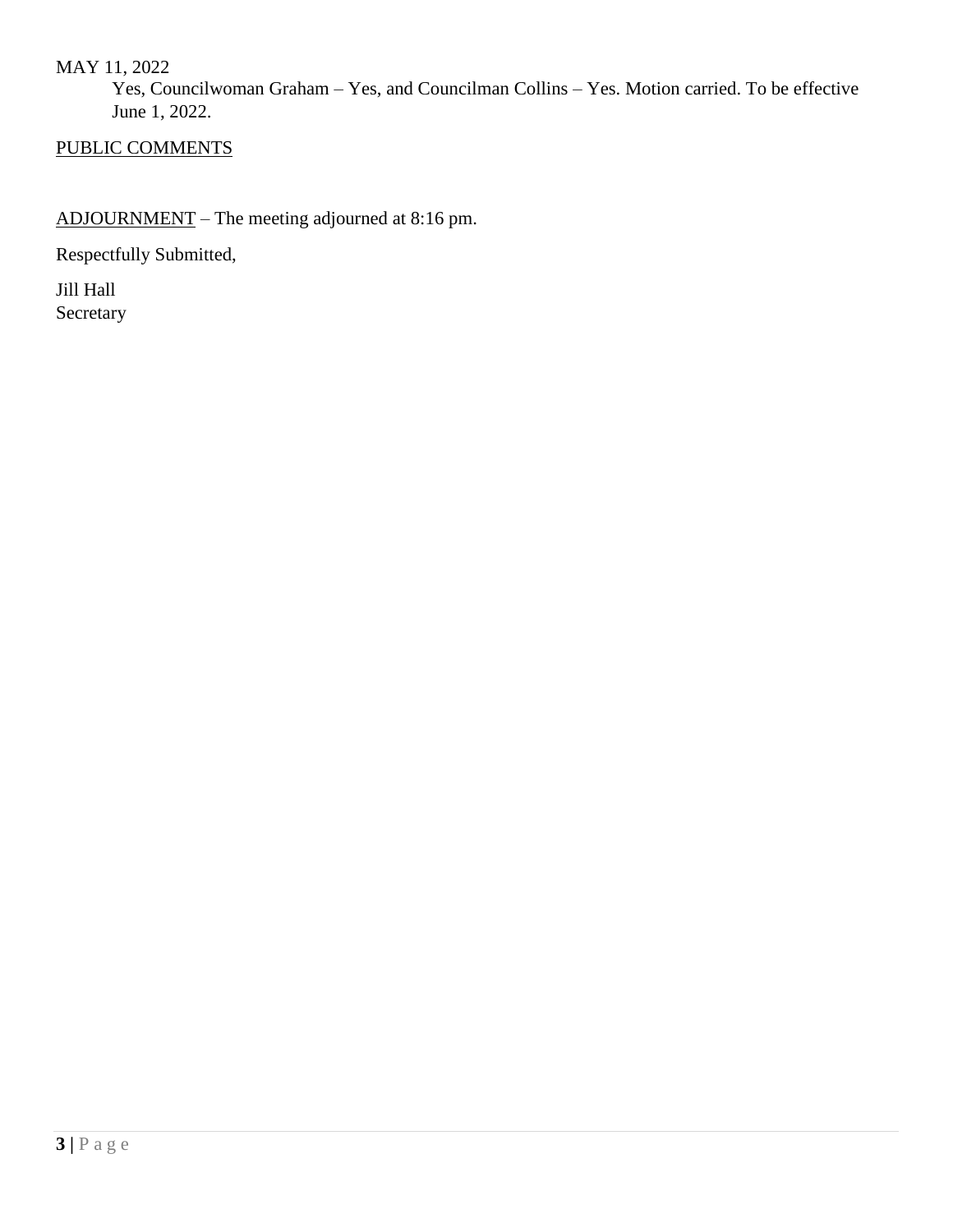Yes, Councilwoman Graham – Yes, and Councilman Collins – Yes. Motion carried. To be effective June 1, 2022.

<u>PUBLIC COMMENTS</u>

<u>ADJOURNMENT</u> – The meeting adjourned at 8:16 pm.

Respectfully Submitted,

Jill Hall
Secretary